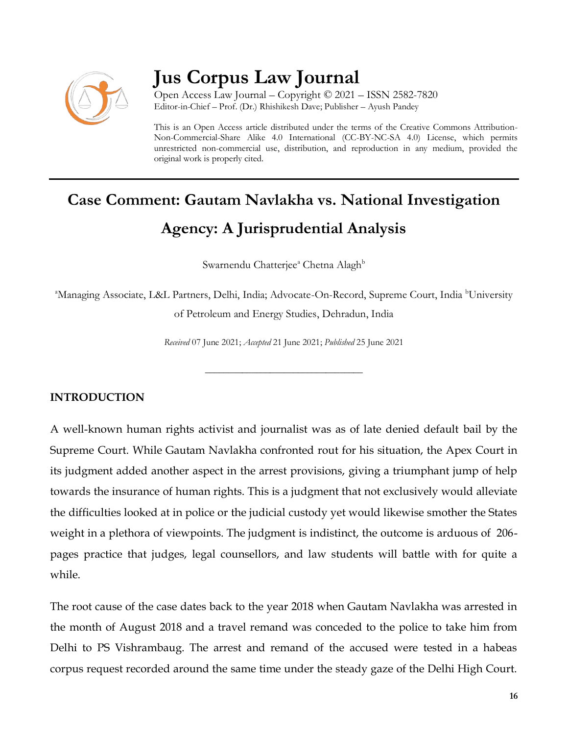# Jus Corpus Law Journal

Open Access Law Journal – Copyright © 2021 – ISSN 2582-7820
Editor-in-Chief – Prof. (Dr.) Rhishikesh Dave; Publisher – Ayush Pandey

This is an Open Access article distributed under the terms of the Creative Commons Attribution-Non-Commercial-Share Alike 4.0 International (CC-BY-NC-SA 4.0) License, which permits unrestricted non-commercial use, distribution, and reproduction in any medium, provided the original work is properly cited.

## Case Comment: Gautam Navlakha vs. National Investigation Agency: A Jurisprudential Analysis

Swarnendu Chatterjee[a] Chetna Alagh[b]

[a]Managing Associate, L&L Partners, Delhi, India; Advocate-On-Record, Supreme Court, India [b]University of Petroleum and Energy Studies, Dehradun, India

*Received* 07 June 2021; *Accepted* 21 June 2021; *Published* 25 June 2021

___

### INTRODUCTION

A well-known human rights activist and journalist was as of late denied default bail by the Supreme Court. While Gautam Navlakha confronted rout for his situation, the Apex Court in its judgment added another aspect in the arrest provisions, giving a triumphant jump of help towards the insurance of human rights. This is a judgment that not exclusively would alleviate the difficulties looked at in police or the judicial custody yet would likewise smother the States weight in a plethora of viewpoints. The judgment is indistinct, the outcome is arduous of 206-pages practice that judges, legal counsellors, and law students will battle with for quite a while.

The root cause of the case dates back to the year 2018 when Gautam Navlakha was arrested in the month of August 2018 and a travel remand was conceded to the police to take him from Delhi to PS Vishrambaug. The arrest and remand of the accused were tested in a habeas corpus request recorded around the same time under the steady gaze of the Delhi High Court.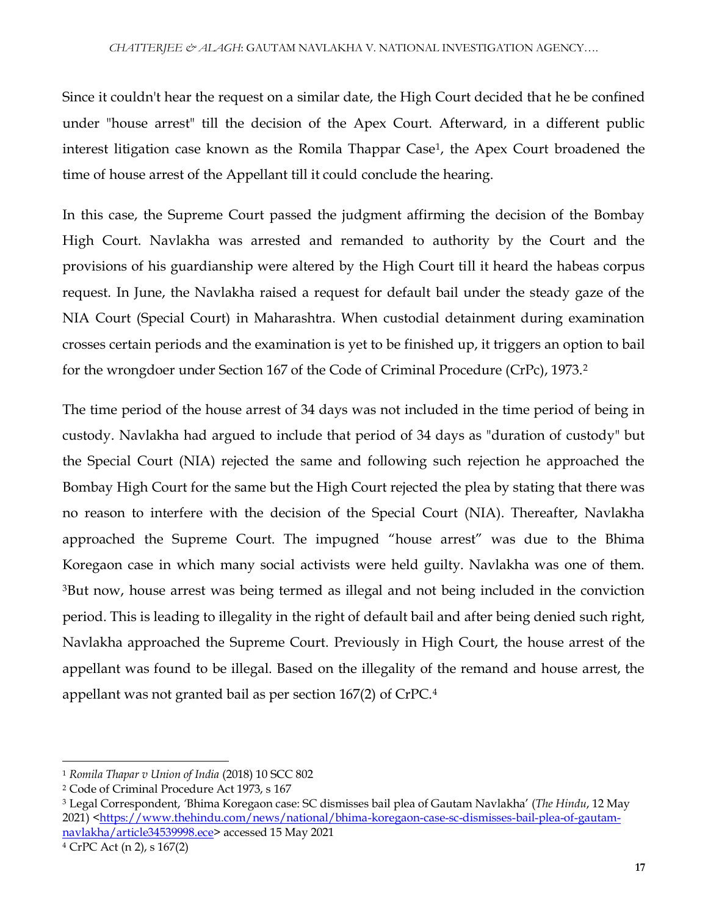Since it couldn't hear the request on a similar date, the High Court decided that he be confined under "house arrest" till the decision of the Apex Court. Afterward, in a different public interest litigation case known as the Romila Thappar Case[1], the Apex Court broadened the time of house arrest of the Appellant till it could conclude the hearing.

In this case, the Supreme Court passed the judgment affirming the decision of the Bombay High Court. Navlakha was arrested and remanded to authority by the Court and the provisions of his guardianship were altered by the High Court till it heard the habeas corpus request. In June, the Navlakha raised a request for default bail under the steady gaze of the NIA Court (Special Court) in Maharashtra. When custodial detainment during examination crosses certain periods and the examination is yet to be finished up, it triggers an option to bail for the wrongdoer under Section 167 of the Code of Criminal Procedure (CrPc), 1973.[2]

The time period of the house arrest of 34 days was not included in the time period of being in custody. Navlakha had argued to include that period of 34 days as "duration of custody" but the Special Court (NIA) rejected the same and following such rejection he approached the Bombay High Court for the same but the High Court rejected the plea by stating that there was no reason to interfere with the decision of the Special Court (NIA). Thereafter, Navlakha approached the Supreme Court. The impugned "house arrest" was due to the Bhima Koregaon case in which many social activists were held guilty. Navlakha was one of them. [3]But now, house arrest was being termed as illegal and not being included in the conviction period. This is leading to illegality in the right of default bail and after being denied such right, Navlakha approached the Supreme Court. Previously in High Court, the house arrest of the appellant was found to be illegal. Based on the illegality of the remand and house arrest, the appellant was not granted bail as per section 167(2) of CrPC.[4]

---

[1] *Romila Thapar v Union of India* (2018) 10 SCC 802

[2] Code of Criminal Procedure Act 1973, s 167

[3] Legal Correspondent, 'Bhima Koregaon case: SC dismisses bail plea of Gautam Navlakha' (*The Hindu*, 12 May 2021) <https://www.thehindu.com/news/national/bhima-koregaon-case-sc-dismisses-bail-plea-of-gautam-navlakha/article34539998.ece> accessed 15 May 2021

[4] CrPC Act (n 2), s 167(2)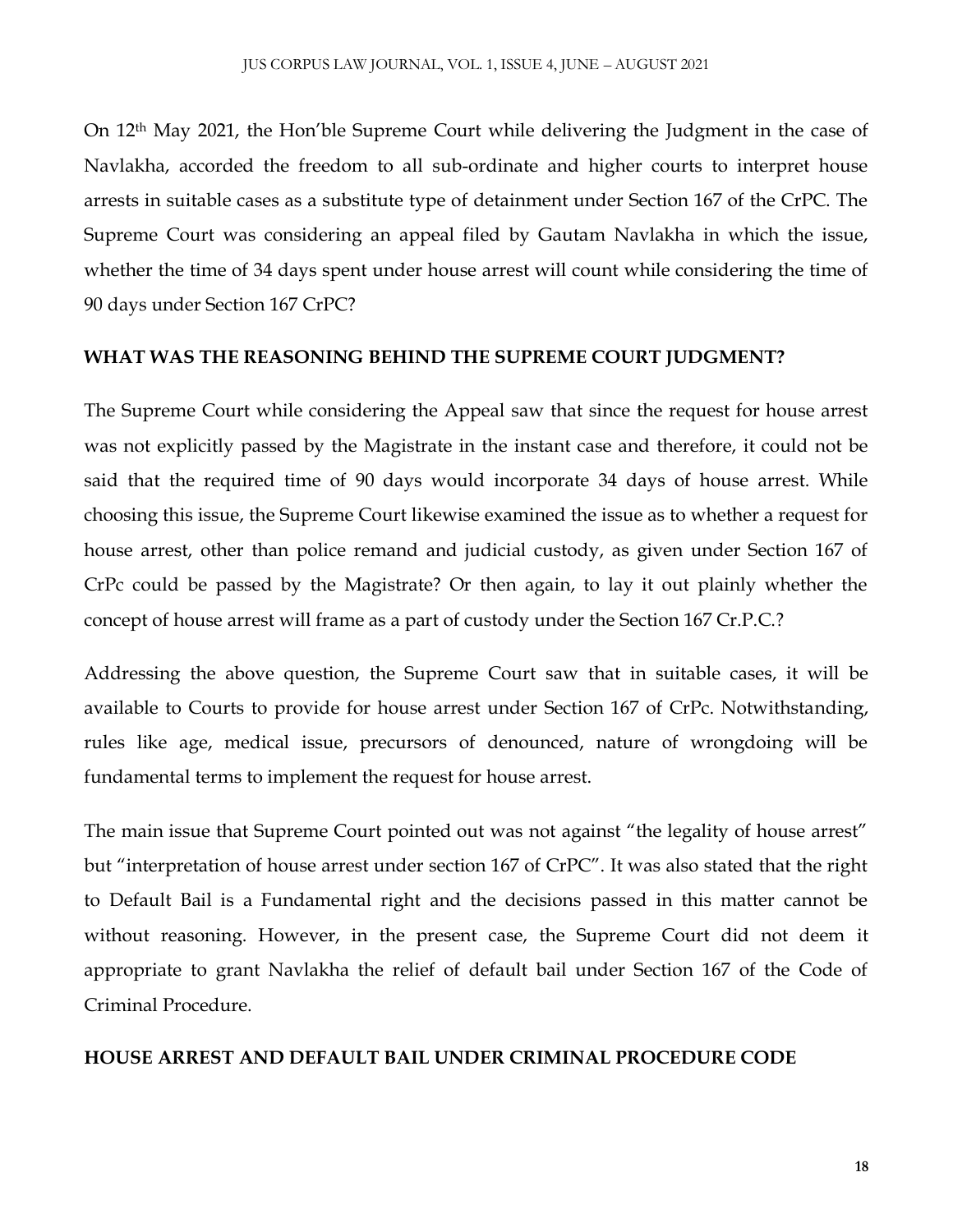On 12th May 2021, the Hon'ble Supreme Court while delivering the Judgment in the case of Navlakha, accorded the freedom to all sub-ordinate and higher courts to interpret house arrests in suitable cases as a substitute type of detainment under Section 167 of the CrPC. The Supreme Court was considering an appeal filed by Gautam Navlakha in which the issue, whether the time of 34 days spent under house arrest will count while considering the time of 90 days under Section 167 CrPC?

## WHAT WAS THE REASONING BEHIND THE SUPREME COURT JUDGMENT?

The Supreme Court while considering the Appeal saw that since the request for house arrest was not explicitly passed by the Magistrate in the instant case and therefore, it could not be said that the required time of 90 days would incorporate 34 days of house arrest. While choosing this issue, the Supreme Court likewise examined the issue as to whether a request for house arrest, other than police remand and judicial custody, as given under Section 167 of CrPc could be passed by the Magistrate? Or then again, to lay it out plainly whether the concept of house arrest will frame as a part of custody under the Section 167 Cr.P.C.?

Addressing the above question, the Supreme Court saw that in suitable cases, it will be available to Courts to provide for house arrest under Section 167 of CrPc. Notwithstanding, rules like age, medical issue, precursors of denounced, nature of wrongdoing will be fundamental terms to implement the request for house arrest.

The main issue that Supreme Court pointed out was not against "the legality of house arrest" but "interpretation of house arrest under section 167 of CrPC". It was also stated that the right to Default Bail is a Fundamental right and the decisions passed in this matter cannot be without reasoning. However, in the present case, the Supreme Court did not deem it appropriate to grant Navlakha the relief of default bail under Section 167 of the Code of Criminal Procedure.

## HOUSE ARREST AND DEFAULT BAIL UNDER CRIMINAL PROCEDURE CODE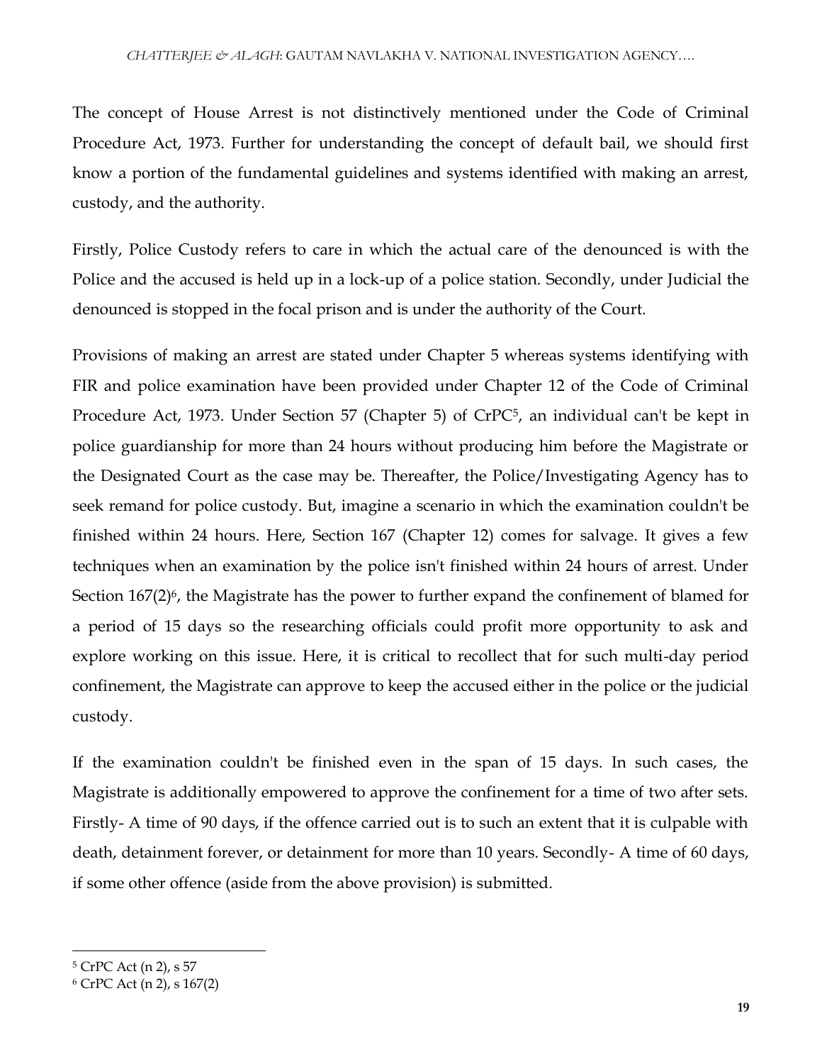The concept of House Arrest is not distinctively mentioned under the Code of Criminal Procedure Act, 1973. Further for understanding the concept of default bail, we should first know a portion of the fundamental guidelines and systems identified with making an arrest, custody, and the authority.

Firstly, Police Custody refers to care in which the actual care of the denounced is with the Police and the accused is held up in a lock-up of a police station. Secondly, under Judicial the denounced is stopped in the focal prison and is under the authority of the Court.

Provisions of making an arrest are stated under Chapter 5 whereas systems identifying with FIR and police examination have been provided under Chapter 12 of the Code of Criminal Procedure Act, 1973. Under Section 57 (Chapter 5) of CrPC[5], an individual can't be kept in police guardianship for more than 24 hours without producing him before the Magistrate or the Designated Court as the case may be. Thereafter, the Police/Investigating Agency has to seek remand for police custody. But, imagine a scenario in which the examination couldn't be finished within 24 hours. Here, Section 167 (Chapter 12) comes for salvage. It gives a few techniques when an examination by the police isn't finished within 24 hours of arrest. Under Section 167(2)[6], the Magistrate has the power to further expand the confinement of blamed for a period of 15 days so the researching officials could profit more opportunity to ask and explore working on this issue. Here, it is critical to recollect that for such multi-day period confinement, the Magistrate can approve to keep the accused either in the police or the judicial custody.

If the examination couldn't be finished even in the span of 15 days. In such cases, the Magistrate is additionally empowered to approve the confinement for a time of two after sets. Firstly- A time of 90 days, if the offence carried out is to such an extent that it is culpable with death, detainment forever, or detainment for more than 10 years. Secondly- A time of 60 days, if some other offence (aside from the above provision) is submitted.

---

[5] CrPC Act (n 2), s 57

[6] CrPC Act (n 2), s 167(2)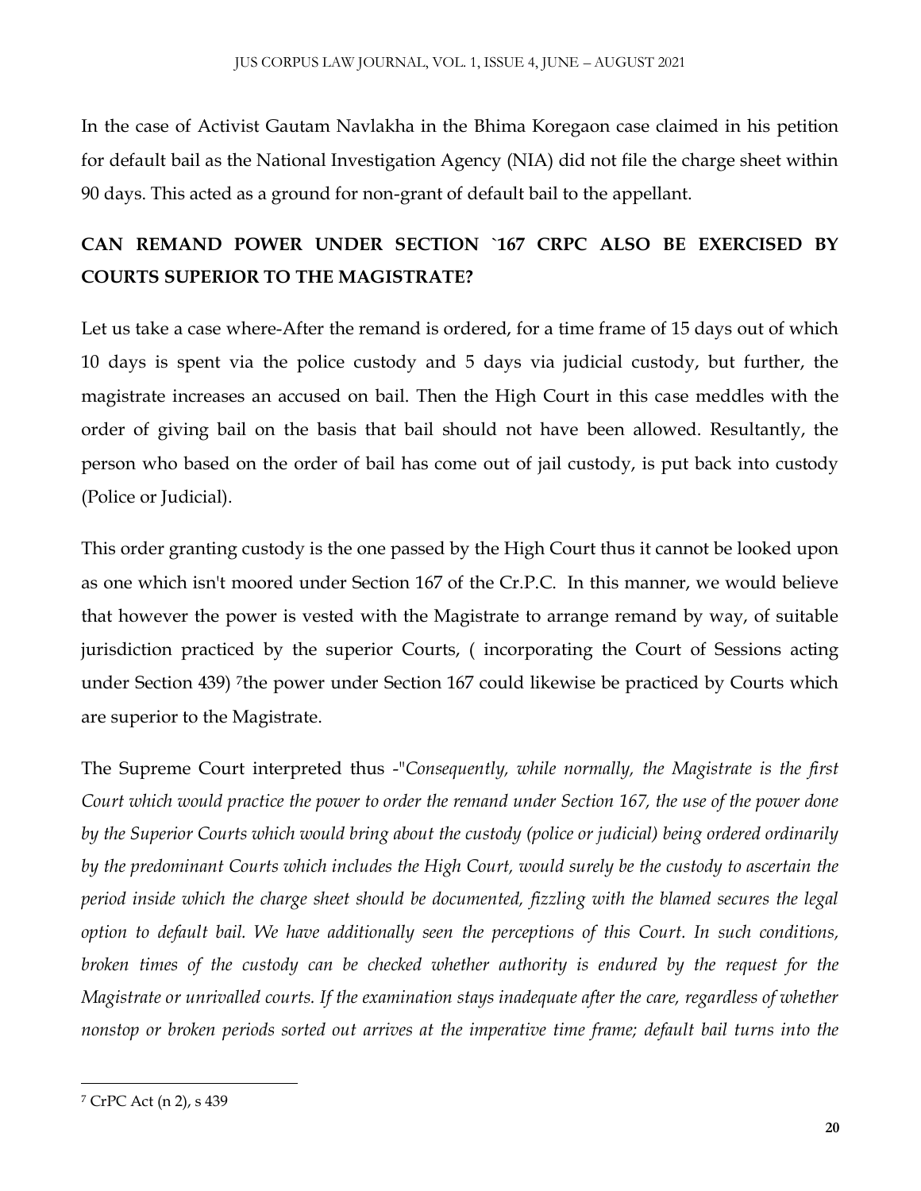In the case of Activist Gautam Navlakha in the Bhima Koregaon case claimed in his petition for default bail as the National Investigation Agency (NIA) did not file the charge sheet within 90 days. This acted as a ground for non-grant of default bail to the appellant.

## CAN REMAND POWER UNDER SECTION `167 CRPC ALSO BE EXERCISED BY COURTS SUPERIOR TO THE MAGISTRATE?

Let us take a case where-After the remand is ordered, for a time frame of 15 days out of which 10 days is spent via the police custody and 5 days via judicial custody, but further, the magistrate increases an accused on bail. Then the High Court in this case meddles with the order of giving bail on the basis that bail should not have been allowed. Resultantly, the person who based on the order of bail has come out of jail custody, is put back into custody (Police or Judicial).

This order granting custody is the one passed by the High Court thus it cannot be looked upon as one which isn't moored under Section 167 of the Cr.P.C. In this manner, we would believe that however the power is vested with the Magistrate to arrange remand by way, of suitable jurisdiction practiced by the superior Courts, ( incorporating the Court of Sessions acting under Section 439) [7]the power under Section 167 could likewise be practiced by Courts which are superior to the Magistrate.

The Supreme Court interpreted thus -"*Consequently, while normally, the Magistrate is the first Court which would practice the power to order the remand under Section 167, the use of the power done by the Superior Courts which would bring about the custody (police or judicial) being ordered ordinarily by the predominant Courts which includes the High Court, would surely be the custody to ascertain the period inside which the charge sheet should be documented, fizzling with the blamed secures the legal option to default bail. We have additionally seen the perceptions of this Court. In such conditions, broken times of the custody can be checked whether authority is endured by the request for the Magistrate or unrivalled courts. If the examination stays inadequate after the care, regardless of whether nonstop or broken periods sorted out arrives at the imperative time frame; default bail turns into the*

[7] CrPC Act (n 2), s 439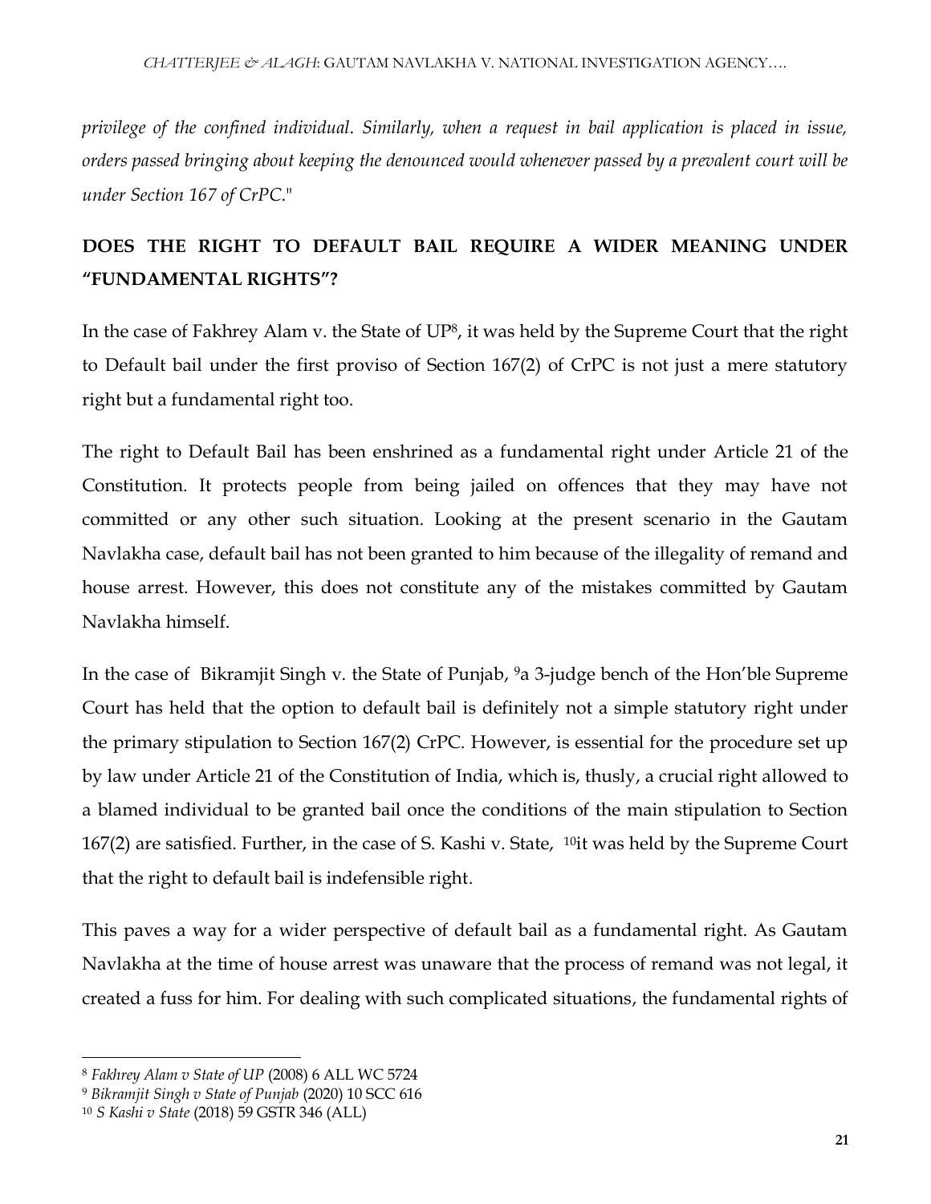*privilege of the confined individual. Similarly, when a request in bail application is placed in issue, orders passed bringing about keeping the denounced would whenever passed by a prevalent court will be under Section 167 of CrPC.*"

## DOES THE RIGHT TO DEFAULT BAIL REQUIRE A WIDER MEANING UNDER "FUNDAMENTAL RIGHTS"?

In the case of Fakhrey Alam v. the State of UP[8], it was held by the Supreme Court that the right to Default bail under the first proviso of Section 167(2) of CrPC is not just a mere statutory right but a fundamental right too.

The right to Default Bail has been enshrined as a fundamental right under Article 21 of the Constitution. It protects people from being jailed on offences that they may have not committed or any other such situation. Looking at the present scenario in the Gautam Navlakha case, default bail has not been granted to him because of the illegality of remand and house arrest. However, this does not constitute any of the mistakes committed by Gautam Navlakha himself.

In the case of Bikramjit Singh v. the State of Punjab, [9]a 3-judge bench of the Hon'ble Supreme Court has held that the option to default bail is definitely not a simple statutory right under the primary stipulation to Section 167(2) CrPC. However, is essential for the procedure set up by law under Article 21 of the Constitution of India, which is, thusly, a crucial right allowed to a blamed individual to be granted bail once the conditions of the main stipulation to Section 167(2) are satisfied. Further, in the case of S. Kashi v. State, [10]it was held by the Supreme Court that the right to default bail is indefensible right.

This paves a way for a wider perspective of default bail as a fundamental right. As Gautam Navlakha at the time of house arrest was unaware that the process of remand was not legal, it created a fuss for him. For dealing with such complicated situations, the fundamental rights of

---

[8] *Fakhrey Alam v State of UP* (2008) 6 ALL WC 5724

[9] *Bikramjit Singh v State of Punjab* (2020) 10 SCC 616

[10] *S Kashi v State* (2018) 59 GSTR 346 (ALL)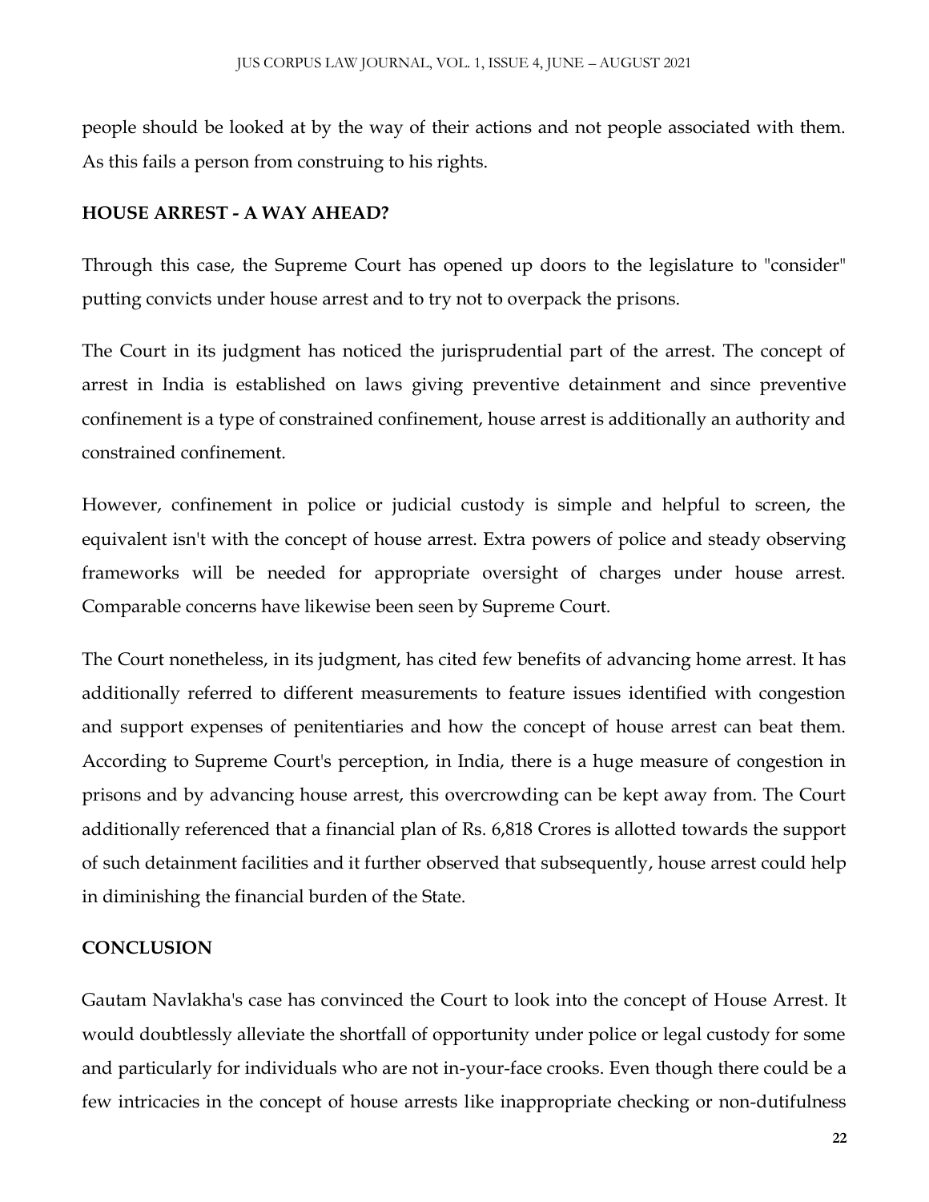people should be looked at by the way of their actions and not people associated with them. As this fails a person from construing to his rights.

## HOUSE ARREST - A WAY AHEAD?

Through this case, the Supreme Court has opened up doors to the legislature to "consider" putting convicts under house arrest and to try not to overpack the prisons.

The Court in its judgment has noticed the jurisprudential part of the arrest. The concept of arrest in India is established on laws giving preventive detainment and since preventive confinement is a type of constrained confinement, house arrest is additionally an authority and constrained confinement.

However, confinement in police or judicial custody is simple and helpful to screen, the equivalent isn't with the concept of house arrest. Extra powers of police and steady observing frameworks will be needed for appropriate oversight of charges under house arrest. Comparable concerns have likewise been seen by Supreme Court.

The Court nonetheless, in its judgment, has cited few benefits of advancing home arrest. It has additionally referred to different measurements to feature issues identified with congestion and support expenses of penitentiaries and how the concept of house arrest can beat them. According to Supreme Court's perception, in India, there is a huge measure of congestion in prisons and by advancing house arrest, this overcrowding can be kept away from. The Court additionally referenced that a financial plan of Rs. 6,818 Crores is allotted towards the support of such detainment facilities and it further observed that subsequently, house arrest could help in diminishing the financial burden of the State.

## CONCLUSION

Gautam Navlakha's case has convinced the Court to look into the concept of House Arrest. It would doubtlessly alleviate the shortfall of opportunity under police or legal custody for some and particularly for individuals who are not in-your-face crooks. Even though there could be a few intricacies in the concept of house arrests like inappropriate checking or non-dutifulness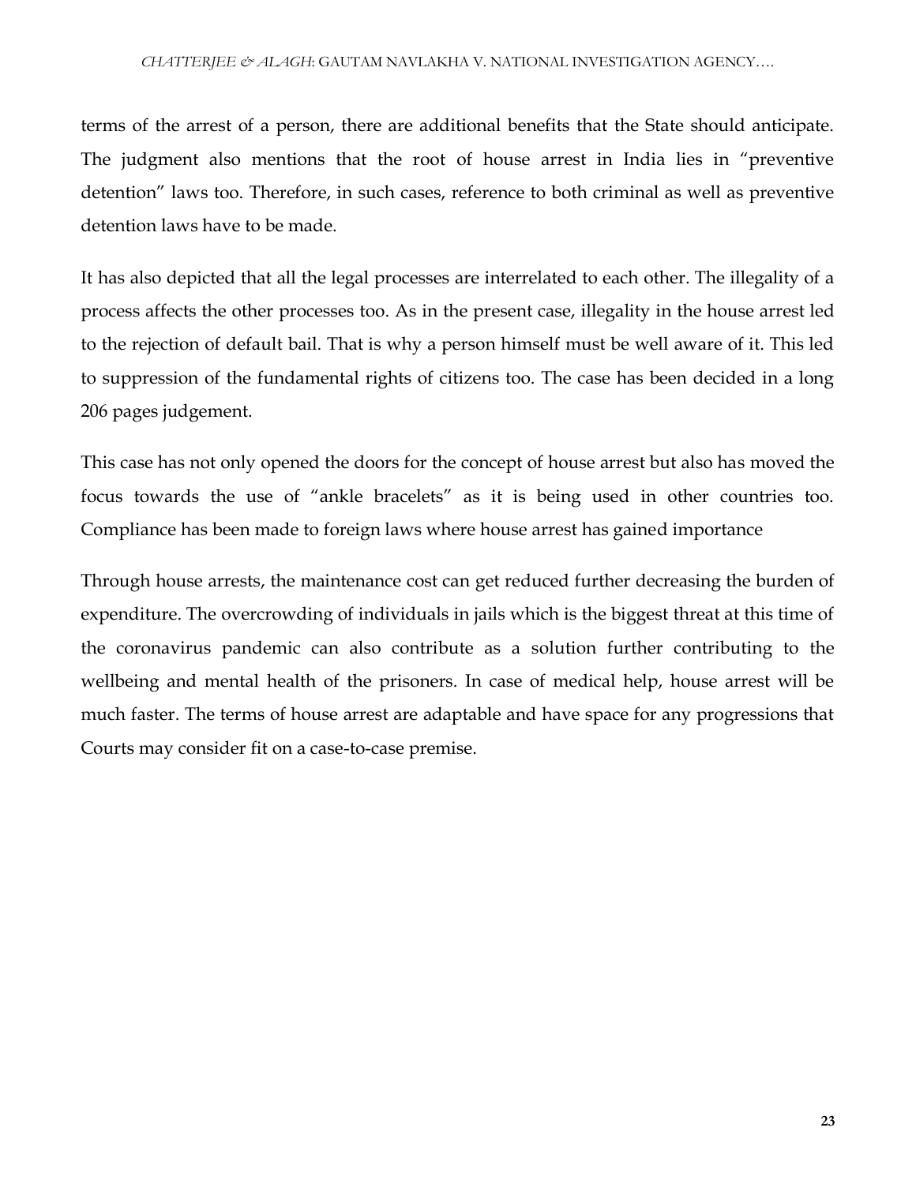terms of the arrest of a person, there are additional benefits that the State should anticipate. The judgment also mentions that the root of house arrest in India lies in "preventive detention" laws too. Therefore, in such cases, reference to both criminal as well as preventive detention laws have to be made.

It has also depicted that all the legal processes are interrelated to each other. The illegality of a process affects the other processes too. As in the present case, illegality in the house arrest led to the rejection of default bail. That is why a person himself must be well aware of it. This led to suppression of the fundamental rights of citizens too. The case has been decided in a long 206 pages judgement.

This case has not only opened the doors for the concept of house arrest but also has moved the focus towards the use of "ankle bracelets" as it is being used in other countries too. Compliance has been made to foreign laws where house arrest has gained importance

Through house arrests, the maintenance cost can get reduced further decreasing the burden of expenditure. The overcrowding of individuals in jails which is the biggest threat at this time of the coronavirus pandemic can also contribute as a solution further contributing to the wellbeing and mental health of the prisoners. In case of medical help, house arrest will be much faster. The terms of house arrest are adaptable and have space for any progressions that Courts may consider fit on a case-to-case premise.